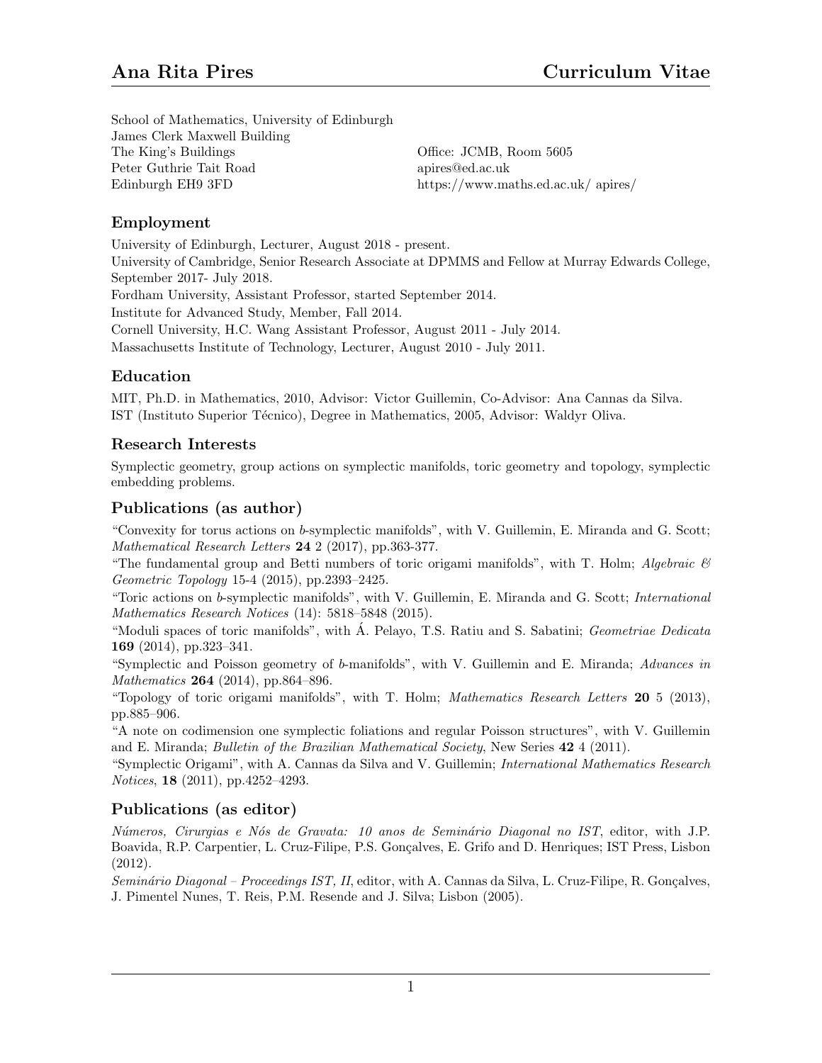# Ana Rita Pires — Curriculum Vitae

School of Mathematics, University of Edinburgh
James Clerk Maxwell Building
The King's Buildings
Peter Guthrie Tait Road
Edinburgh EH9 3FD

Office: JCMB, Room 5605
apires@ed.ac.uk
https://www.maths.ed.ac.uk/ apires/

## Employment

University of Edinburgh, Lecturer, August 2018 - present.
University of Cambridge, Senior Research Associate at DPMMS and Fellow at Murray Edwards College, September 2017- July 2018.
Fordham University, Assistant Professor, started September 2014.
Institute for Advanced Study, Member, Fall 2014.
Cornell University, H.C. Wang Assistant Professor, August 2011 - July 2014.
Massachusetts Institute of Technology, Lecturer, August 2010 - July 2011.

## Education

MIT, Ph.D. in Mathematics, 2010, Advisor: Victor Guillemin, Co-Advisor: Ana Cannas da Silva.
IST (Instituto Superior Técnico), Degree in Mathematics, 2005, Advisor: Waldyr Oliva.

## Research Interests

Symplectic geometry, group actions on symplectic manifolds, toric geometry and topology, symplectic embedding problems.

## Publications (as author)

"Convexity for torus actions on *b*-symplectic manifolds", with V. Guillemin, E. Miranda and G. Scott; *Mathematical Research Letters* **24** 2 (2017), pp.363-377.
"The fundamental group and Betti numbers of toric origami manifolds", with T. Holm; *Algebraic & Geometric Topology* 15-4 (2015), pp.2393–2425.
"Toric actions on *b*-symplectic manifolds", with V. Guillemin, E. Miranda and G. Scott; *International Mathematics Research Notices* (14): 5818–5848 (2015).
"Moduli spaces of toric manifolds", with Á. Pelayo, T.S. Ratiu and S. Sabatini; *Geometriae Dedicata* **169** (2014), pp.323–341.
"Symplectic and Poisson geometry of *b*-manifolds", with V. Guillemin and E. Miranda; *Advances in Mathematics* **264** (2014), pp.864–896.
"Topology of toric origami manifolds", with T. Holm; *Mathematics Research Letters* **20** 5 (2013), pp.885–906.
"A note on codimension one symplectic foliations and regular Poisson structures", with V. Guillemin and E. Miranda; *Bulletin of the Brazilian Mathematical Society*, New Series **42** 4 (2011).
"Symplectic Origami", with A. Cannas da Silva and V. Guillemin; *International Mathematics Research Notices*, **18** (2011), pp.4252–4293.

## Publications (as editor)

*Números, Cirurgias e Nós de Gravata: 10 anos de Seminário Diagonal no IST*, editor, with J.P. Boavida, R.P. Carpentier, L. Cruz-Filipe, P.S. Gonçalves, E. Grifo and D. Henriques; IST Press, Lisbon (2012).
*Seminário Diagonal – Proceedings IST, II*, editor, with A. Cannas da Silva, L. Cruz-Filipe, R. Gonçalves, J. Pimentel Nunes, T. Reis, P.M. Resende and J. Silva; Lisbon (2005).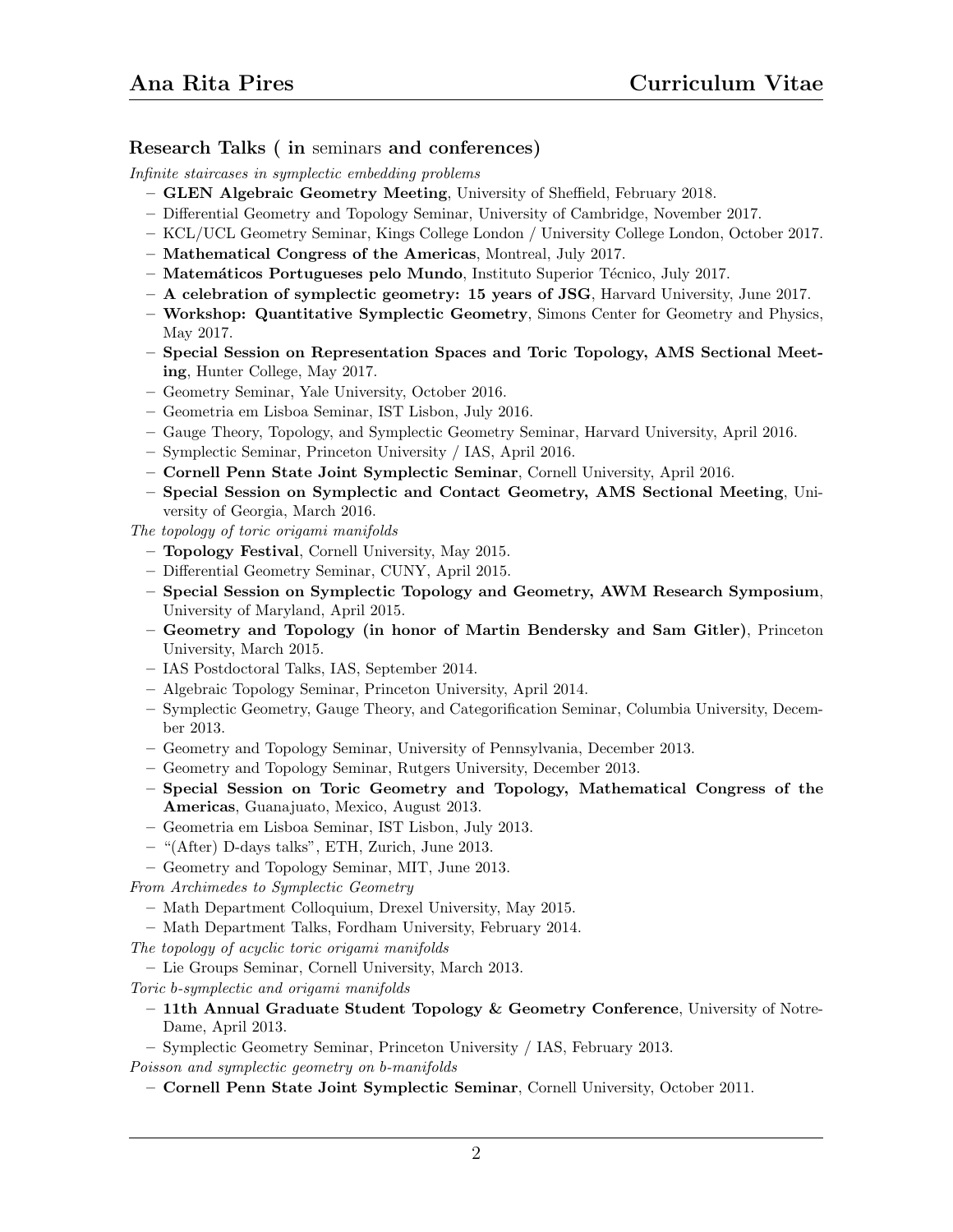### Research Talks ( **in** seminars **and conferences)**

*Infinite staircases in symplectic embedding problems*

- **GLEN Algebraic Geometry Meeting**, University of Sheffield, February 2018.
- Differential Geometry and Topology Seminar, University of Cambridge, November 2017.
- KCL/UCL Geometry Seminar, Kings College London / University College London, October 2017.
- **Mathematical Congress of the Americas**, Montreal, July 2017.
- **Matemáticos Portugueses pelo Mundo**, Instituto Superior Técnico, July 2017.
- **A celebration of symplectic geometry: 15 years of JSG**, Harvard University, June 2017.
- **Workshop: Quantitative Symplectic Geometry**, Simons Center for Geometry and Physics, May 2017.
- **Special Session on Representation Spaces and Toric Topology, AMS Sectional Meeting**, Hunter College, May 2017.
- Geometry Seminar, Yale University, October 2016.
- Geometria em Lisboa Seminar, IST Lisbon, July 2016.
- Gauge Theory, Topology, and Symplectic Geometry Seminar, Harvard University, April 2016.
- Symplectic Seminar, Princeton University / IAS, April 2016.
- **Cornell Penn State Joint Symplectic Seminar**, Cornell University, April 2016.
- **Special Session on Symplectic and Contact Geometry, AMS Sectional Meeting**, University of Georgia, March 2016.

*The topology of toric origami manifolds*

- **Topology Festival**, Cornell University, May 2015.
- Differential Geometry Seminar, CUNY, April 2015.
- **Special Session on Symplectic Topology and Geometry, AWM Research Symposium**, University of Maryland, April 2015.
- **Geometry and Topology (in honor of Martin Bendersky and Sam Gitler)**, Princeton University, March 2015.
- IAS Postdoctoral Talks, IAS, September 2014.
- Algebraic Topology Seminar, Princeton University, April 2014.
- Symplectic Geometry, Gauge Theory, and Categorification Seminar, Columbia University, December 2013.
- Geometry and Topology Seminar, University of Pennsylvania, December 2013.
- Geometry and Topology Seminar, Rutgers University, December 2013.
- **Special Session on Toric Geometry and Topology, Mathematical Congress of the Americas**, Guanajuato, Mexico, August 2013.
- Geometria em Lisboa Seminar, IST Lisbon, July 2013.
- "(After) D-days talks", ETH, Zurich, June 2013.
- Geometry and Topology Seminar, MIT, June 2013.

*From Archimedes to Symplectic Geometry*

- Math Department Colloquium, Drexel University, May 2015.
- Math Department Talks, Fordham University, February 2014.

*The topology of acyclic toric origami manifolds*

- Lie Groups Seminar, Cornell University, March 2013.

*Toric b-symplectic and origami manifolds*

- **11th Annual Graduate Student Topology & Geometry Conference**, University of Notre-Dame, April 2013.
- Symplectic Geometry Seminar, Princeton University / IAS, February 2013.

*Poisson and symplectic geometry on b-manifolds*

- **Cornell Penn State Joint Symplectic Seminar**, Cornell University, October 2011.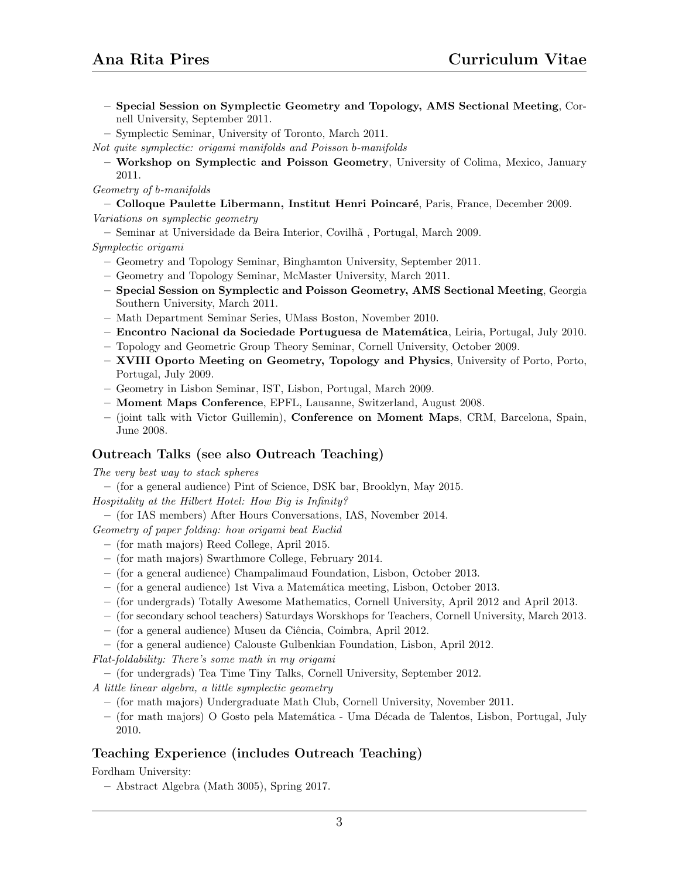- **Special Session on Symplectic Geometry and Topology, AMS Sectional Meeting**, Cornell University, September 2011.
- Symplectic Seminar, University of Toronto, March 2011.

*Not quite symplectic: origami manifolds and Poisson b-manifolds*

- **Workshop on Symplectic and Poisson Geometry**, University of Colima, Mexico, January 2011.

*Geometry of b-manifolds*

- **Colloque Paulette Libermann, Institut Henri Poincaré**, Paris, France, December 2009.

*Variations on symplectic geometry*

- Seminar at Universidade da Beira Interior, Covilhã , Portugal, March 2009.

*Symplectic origami*

- Geometry and Topology Seminar, Binghamton University, September 2011.
- Geometry and Topology Seminar, McMaster University, March 2011.
- **Special Session on Symplectic and Poisson Geometry, AMS Sectional Meeting**, Georgia Southern University, March 2011.
- Math Department Seminar Series, UMass Boston, November 2010.
- **Encontro Nacional da Sociedade Portuguesa de Matemática**, Leiria, Portugal, July 2010.
- Topology and Geometric Group Theory Seminar, Cornell University, October 2009.
- **XVIII Oporto Meeting on Geometry, Topology and Physics**, University of Porto, Porto, Portugal, July 2009.
- Geometry in Lisbon Seminar, IST, Lisbon, Portugal, March 2009.
- **Moment Maps Conference**, EPFL, Lausanne, Switzerland, August 2008.
- (joint talk with Victor Guillemin), **Conference on Moment Maps**, CRM, Barcelona, Spain, June 2008.

## Outreach Talks (see also Outreach Teaching)

*The very best way to stack spheres*

- (for a general audience) Pint of Science, DSK bar, Brooklyn, May 2015.

*Hospitality at the Hilbert Hotel: How Big is Infinity?*

- (for IAS members) After Hours Conversations, IAS, November 2014.

*Geometry of paper folding: how origami beat Euclid*

- (for math majors) Reed College, April 2015.
- (for math majors) Swarthmore College, February 2014.
- (for a general audience) Champalimaud Foundation, Lisbon, October 2013.
- (for a general audience) 1st Viva a Matemática meeting, Lisbon, October 2013.
- (for undergrads) Totally Awesome Mathematics, Cornell University, April 2012 and April 2013.
- (for secondary school teachers) Saturdays Worskhops for Teachers, Cornell University, March 2013.
- (for a general audience) Museu da Ciência, Coimbra, April 2012.
- (for a general audience) Calouste Gulbenkian Foundation, Lisbon, April 2012.

*Flat-foldability: There's some math in my origami*

- (for undergrads) Tea Time Tiny Talks, Cornell University, September 2012.

*A little linear algebra, a little symplectic geometry*

- (for math majors) Undergraduate Math Club, Cornell University, November 2011.
- (for math majors) O Gosto pela Matemática - Uma Década de Talentos, Lisbon, Portugal, July 2010.

## Teaching Experience (includes Outreach Teaching)

Fordham University:

- Abstract Algebra (Math 3005), Spring 2017.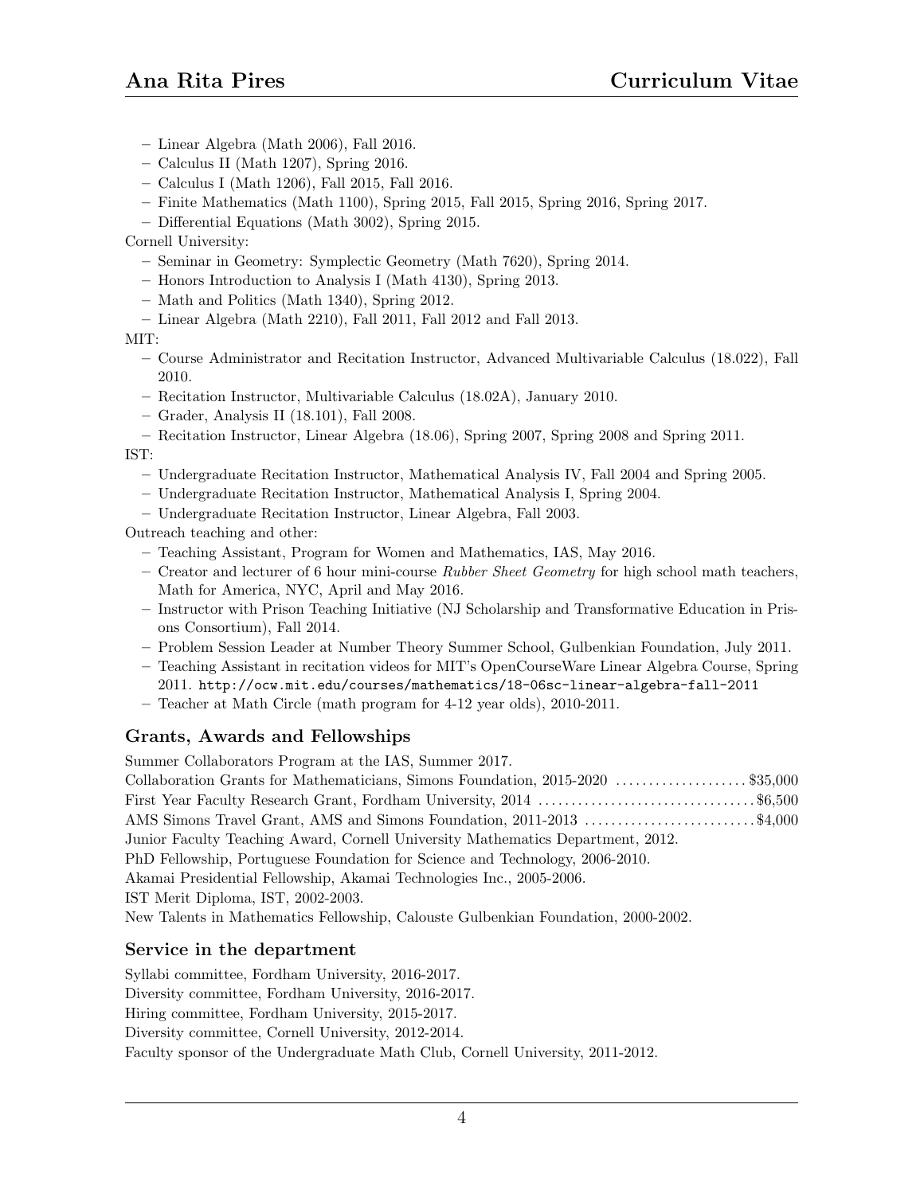- Linear Algebra (Math 2006), Fall 2016.
- Calculus II (Math 1207), Spring 2016.
- Calculus I (Math 1206), Fall 2015, Fall 2016.
- Finite Mathematics (Math 1100), Spring 2015, Fall 2015, Spring 2016, Spring 2017.
- Differential Equations (Math 3002), Spring 2015.

Cornell University:

- Seminar in Geometry: Symplectic Geometry (Math 7620), Spring 2014.
- Honors Introduction to Analysis I (Math 4130), Spring 2013.
- Math and Politics (Math 1340), Spring 2012.
- Linear Algebra (Math 2210), Fall 2011, Fall 2012 and Fall 2013.

MIT:

- Course Administrator and Recitation Instructor, Advanced Multivariable Calculus (18.022), Fall 2010.
- Recitation Instructor, Multivariable Calculus (18.02A), January 2010.
- Grader, Analysis II (18.101), Fall 2008.
- Recitation Instructor, Linear Algebra (18.06), Spring 2007, Spring 2008 and Spring 2011.

IST:

- Undergraduate Recitation Instructor, Mathematical Analysis IV, Fall 2004 and Spring 2005.
- Undergraduate Recitation Instructor, Mathematical Analysis I, Spring 2004.
- Undergraduate Recitation Instructor, Linear Algebra, Fall 2003.

Outreach teaching and other:

- Teaching Assistant, Program for Women and Mathematics, IAS, May 2016.
- Creator and lecturer of 6 hour mini-course *Rubber Sheet Geometry* for high school math teachers, Math for America, NYC, April and May 2016.
- Instructor with Prison Teaching Initiative (NJ Scholarship and Transformative Education in Prisons Consortium), Fall 2014.
- Problem Session Leader at Number Theory Summer School, Gulbenkian Foundation, July 2011.
- Teaching Assistant in recitation videos for MIT's OpenCourseWare Linear Algebra Course, Spring 2011. `http://ocw.mit.edu/courses/mathematics/18-06sc-linear-algebra-fall-2011`
- Teacher at Math Circle (math program for 4-12 year olds), 2010-2011.

## Grants, Awards and Fellowships

Summer Collaborators Program at the IAS, Summer 2017.

Collaboration Grants for Mathematicians, Simons Foundation, 2015-2020 .................... $35,000

First Year Faculty Research Grant, Fordham University, 2014 .................................... $6,500

AMS Simons Travel Grant, AMS and Simons Foundation, 2011-2013 .......................... $4,000

Junior Faculty Teaching Award, Cornell University Mathematics Department, 2012.

PhD Fellowship, Portuguese Foundation for Science and Technology, 2006-2010.

Akamai Presidential Fellowship, Akamai Technologies Inc., 2005-2006.

IST Merit Diploma, IST, 2002-2003.

New Talents in Mathematics Fellowship, Calouste Gulbenkian Foundation, 2000-2002.

## Service in the department

Syllabi committee, Fordham University, 2016-2017.

Diversity committee, Fordham University, 2016-2017.

Hiring committee, Fordham University, 2015-2017.

Diversity committee, Cornell University, 2012-2014.

Faculty sponsor of the Undergraduate Math Club, Cornell University, 2011-2012.